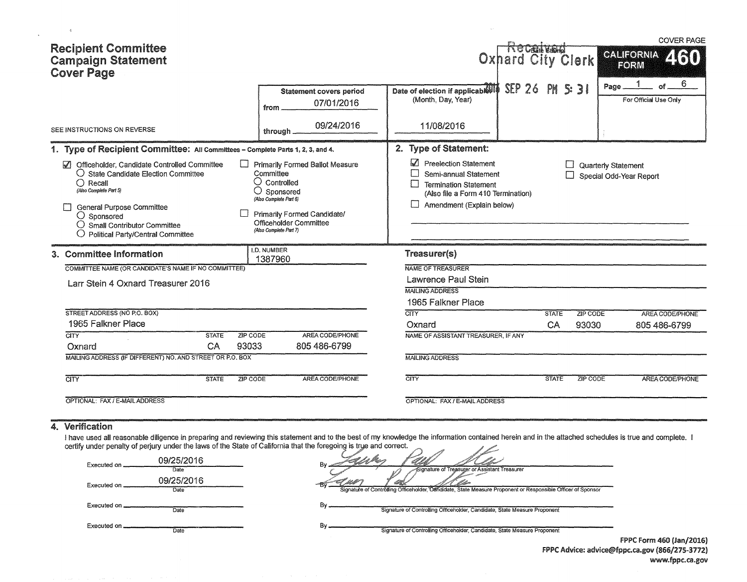# Recipient Committee Campaign Statement Cover Page

COVER PAGE

**CALIFORNIA FORM 460**

Page 1 of 6

For Official Use Only

Received
Oxnard City Clerk
Date Stamp
2016 SEP 26 PM 5:31

SEE INSTRUCTIONS ON REVERSE

| Statement covers period | Date of election if applicable (Month, Day, Year) |
|---|---|
| from 07/01/2016 through 09/24/2016 | 11/08/2016 |

## 1. Type of Recipient Committee: All Committees – Complete Parts 1, 2, 3, and 4.

- ☑ Officeholder, Candidate Controlled Committee
  - ○ State Candidate Election Committee
  - ○ Recall *(Also Complete Part 5)*
- ☐ General Purpose Committee
  - ○ Sponsored
  - ○ Small Contributor Committee
  - ○ Political Party/Central Committee
- ☐ Primarily Formed Ballot Measure Committee
  - ○ Controlled
  - ○ Sponsored *(Also Complete Part 6)*
- ☐ Primarily Formed Candidate/Officeholder Committee *(Also Complete Part 7)*

## 2. Type of Statement:

- ☑ Preelection Statement
- ☐ Semi-annual Statement
- ☐ Termination Statement (Also file a Form 410 Termination)
- ☐ Amendment (Explain below)
- ☐ Quarterly Statement
- ☐ Special Odd-Year Report

## 3. Committee Information

I.D. NUMBER: 1387960

COMMITTEE NAME (OR CANDIDATE'S NAME IF NO COMMITTEE): Larr Stein 4 Oxnard Treasurer 2016

STREET ADDRESS (NO P.O. BOX): 1965 Falkner Place

| CITY | STATE | ZIP CODE | AREA CODE/PHONE |
|---|---|---|---|
| Oxnard | CA | 93033 | 805 486-6799 |

MAILING ADDRESS (IF DIFFERENT) NO. AND STREET OR P.O. BOX:

| CITY | STATE | ZIP CODE | AREA CODE/PHONE |
|---|---|---|---|
| | | | |

OPTIONAL: FAX / E-MAIL ADDRESS:

### Treasurer(s)

NAME OF TREASURER: Lawrence Paul Stein

MAILING ADDRESS: 1965 Falkner Place

| CITY | STATE | ZIP CODE | AREA CODE/PHONE |
|---|---|---|---|
| Oxnard | CA | 93030 | 805 486-6799 |

NAME OF ASSISTANT TREASURER, IF ANY:

MAILING ADDRESS:

| CITY | STATE | ZIP CODE | AREA CODE/PHONE |
|---|---|---|---|
| | | | |

OPTIONAL: FAX / E-MAIL ADDRESS:

## 4. Verification

I have used all reasonable diligence in preparing and reviewing this statement and to the best of my knowledge the information contained herein and in the attached schedules is true and complete. I certify under penalty of perjury under the laws of the State of California that the foregoing is true and correct.

| Executed on (Date) | By |
|---|---|
| 09/25/2016 | *(signature)* Signature of Treasurer or Assistant Treasurer |
| 09/25/2016 | *(signature)* Signature of Controlling Officeholder, Candidate, State Measure Proponent or Responsible Officer of Sponsor |
| | Signature of Controlling Officeholder, Candidate, State Measure Proponent |
| | Signature of Controlling Officeholder, Candidate, State Measure Proponent |

FPPC Form 460 (Jan/2016)
FPPC Advice: advice@fppc.ca.gov (866/275-3772)
www.fppc.ca.gov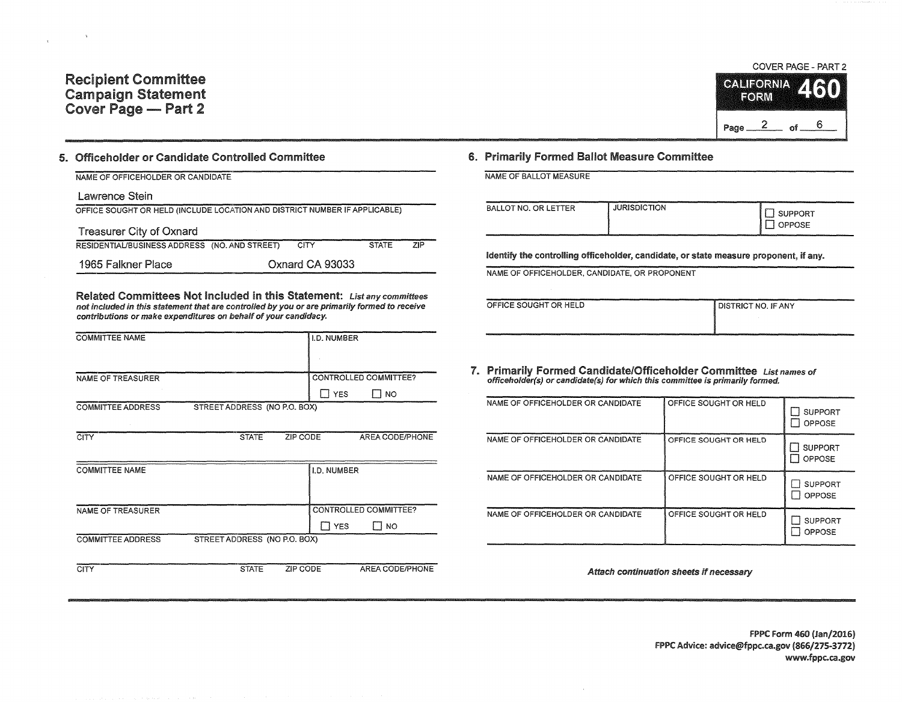# Recipient Committee Campaign Statement Cover Page — Part 2

COVER PAGE - PART 2

CALIFORNIA FORM **460**

## 5. Officeholder or Candidate Controlled Committee

NAME OF OFFICEHOLDER OR CANDIDATE

Lawrence Stein

OFFICE SOUGHT OR HELD (INCLUDE LOCATION AND DISTRICT NUMBER IF APPLICABLE)

Treasurer City of Oxnard

| RESIDENTIAL/BUSINESS ADDRESS (NO. AND STREET) | CITY | STATE | ZIP |
|---|---|---|---|
| 1965 Falkner Place | Oxnard | CA | 93033 |

**Related Committees Not Included in this Statement:** *List any committees not included in this statement that are controlled by you or are primarily formed to receive contributions or make expenditures on behalf of your candidacy.*

| COMMITTEE NAME | | | I.D. NUMBER |
|---|---|---|---|
| NAME OF TREASURER | | | CONTROLLED COMMITTEE? ☐ YES ☐ NO |
| COMMITTEE ADDRESS | STREET ADDRESS (NO P.O. BOX) | | |
| CITY | STATE | ZIP CODE | AREA CODE/PHONE |

| COMMITTEE NAME | | | I.D. NUMBER |
|---|---|---|---|
| NAME OF TREASURER | | | CONTROLLED COMMITTEE? ☐ YES ☐ NO |
| COMMITTEE ADDRESS | STREET ADDRESS (NO P.O. BOX) | | |
| CITY | STATE | ZIP CODE | AREA CODE/PHONE |

## 6. Primarily Formed Ballot Measure Committee

NAME OF BALLOT MEASURE

| BALLOT NO. OR LETTER | JURISDICTION | ☐ SUPPORT ☐ OPPOSE |
|---|---|---|
| | | |

**Identify the controlling officeholder, candidate, or state measure proponent, if any.**

NAME OF OFFICEHOLDER, CANDIDATE, OR PROPONENT

| OFFICE SOUGHT OR HELD | DISTRICT NO. IF ANY |
|---|---|
| | |

## 7. Primarily Formed Candidate/Officeholder Committee *List names of officeholder(s) or candidate(s) for which this committee is primarily formed.*

| NAME OF OFFICEHOLDER OR CANDIDATE | OFFICE SOUGHT OR HELD | ☐ SUPPORT ☐ OPPOSE |
|---|---|---|
| NAME OF OFFICEHOLDER OR CANDIDATE | OFFICE SOUGHT OR HELD | ☐ SUPPORT ☐ OPPOSE |
| NAME OF OFFICEHOLDER OR CANDIDATE | OFFICE SOUGHT OR HELD | ☐ SUPPORT ☐ OPPOSE |
| NAME OF OFFICEHOLDER OR CANDIDATE | OFFICE SOUGHT OR HELD | ☐ SUPPORT ☐ OPPOSE |

*Attach continuation sheets if necessary*

FPPC Form 460 (Jan/2016)
FPPC Advice: advice@fppc.ca.gov (866/275-3772)
www.fppc.ca.gov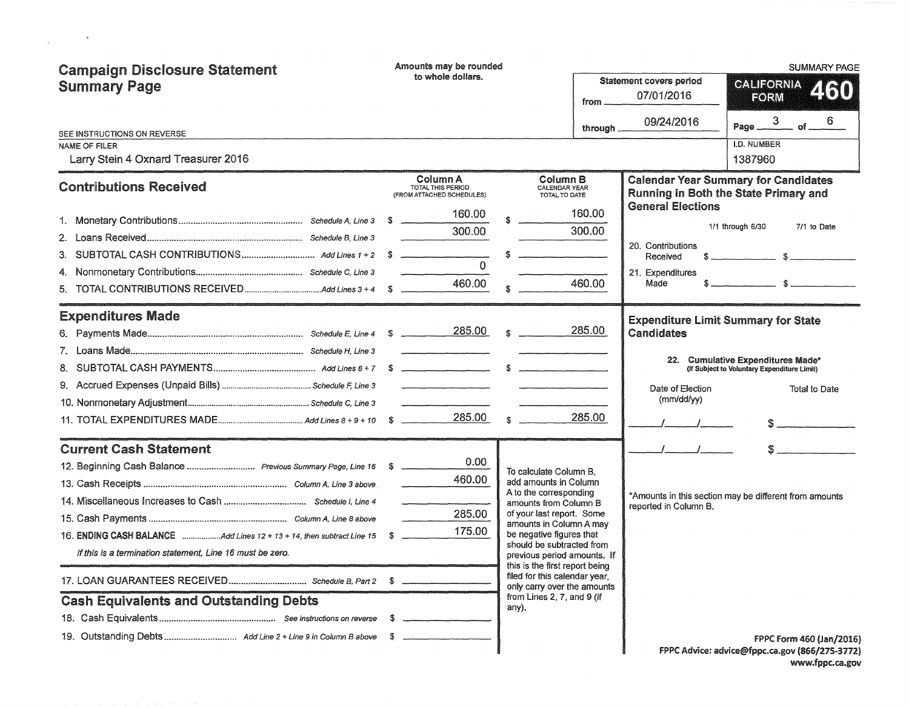# Campaign Disclosure Statement Summary Page

Amounts may be rounded to whole dollars.

SUMMARY PAGE

**CALIFORNIA FORM 460**

Statement covers period from 07/01/2016 through 09/24/2016

SEE INSTRUCTIONS ON REVERSE

NAME OF FILER: Larry Stein 4 Oxnard Treasurer 2016

I.D. NUMBER: 1387960

## Contributions Received

| | | Column A TOTAL THIS PERIOD (FROM ATTACHED SCHEDULES) | Column B CALENDAR YEAR TOTAL TO DATE |
|---|---|---|---|
| 1. Monetary Contributions | Schedule A, Line 3 | $ 160.00 | $ 160.00 |
| 2. Loans Received | Schedule B, Line 3 | 300.00 | 300.00 |
| 3. SUBTOTAL CASH CONTRIBUTIONS | Add Lines 1 + 2 | $ | $ |
| 4. Nonmonetary Contributions | Schedule C, Line 3 | 0 | |
| 5. TOTAL CONTRIBUTIONS RECEIVED | Add Lines 3 + 4 | $ 460.00 | $ 460.00 |

## Expenditures Made

| | | Column A | Column B |
|---|---|---|---|
| 6. Payments Made | Schedule E, Line 4 | $ 285.00 | $ 285.00 |
| 7. Loans Made | Schedule H, Line 3 | | |
| 8. SUBTOTAL CASH PAYMENTS | Add Lines 6 + 7 | $ | $ |
| 9. Accrued Expenses (Unpaid Bills) | Schedule F, Line 3 | | |
| 10. Nonmonetary Adjustment | Schedule C, Line 3 | | |
| 11. TOTAL EXPENDITURES MADE | Add Lines 8 + 9 + 10 | $ 285.00 | $ 285.00 |

## Current Cash Statement

| | | |
|---|---|---|
| 12. Beginning Cash Balance | Previous Summary Page, Line 16 | $ 0.00 |
| 13. Cash Receipts | Column A, Line 3 above | 460.00 |
| 14. Miscellaneous Increases to Cash | Schedule I, Line 4 | |
| 15. Cash Payments | Column A, Line 8 above | 285.00 |
| 16. ENDING CASH BALANCE | Add Lines 12 + 13 + 14, then subtract Line 15 | $ 175.00 |

*If this is a termination statement, Line 16 must be zero.*

| | | |
|---|---|---|
| 17. LOAN GUARANTEES RECEIVED | Schedule B, Part 2 | $ |

## Cash Equivalents and Outstanding Debts

| | | |
|---|---|---|
| 18. Cash Equivalents | See instructions on reverse | $ |
| 19. Outstanding Debts | Add Line 2 + Line 9 in Column B above | $ |

To calculate Column B, add amounts in Column A to the corresponding amounts from Column B of your last report. Some amounts in Column A may be negative figures that should be subtracted from previous period amounts. If this is the first report being filed for this calendar year, only carry over the amounts from Lines 2, 7, and 9 (if any).

## Calendar Year Summary for Candidates Running in Both the State Primary and General Elections

| | 1/1 through 6/30 | 7/1 to Date |
|---|---|---|
| 20. Contributions Received | $ | $ |
| 21. Expenditures Made | $ | $ |

## Expenditure Limit Summary for State Candidates

22. Cumulative Expenditures Made* (If Subject to Voluntary Expenditure Limit)

| Date of Election (mm/dd/yy) | Total to Date |
|---|---|
| / / | $ |
| / / | $ |

*Amounts in this section may be different from amounts reported in Column B.

FPPC Form 460 (Jan/2016)
FPPC Advice: advice@fppc.ca.gov (866/275-3772)
www.fppc.ca.gov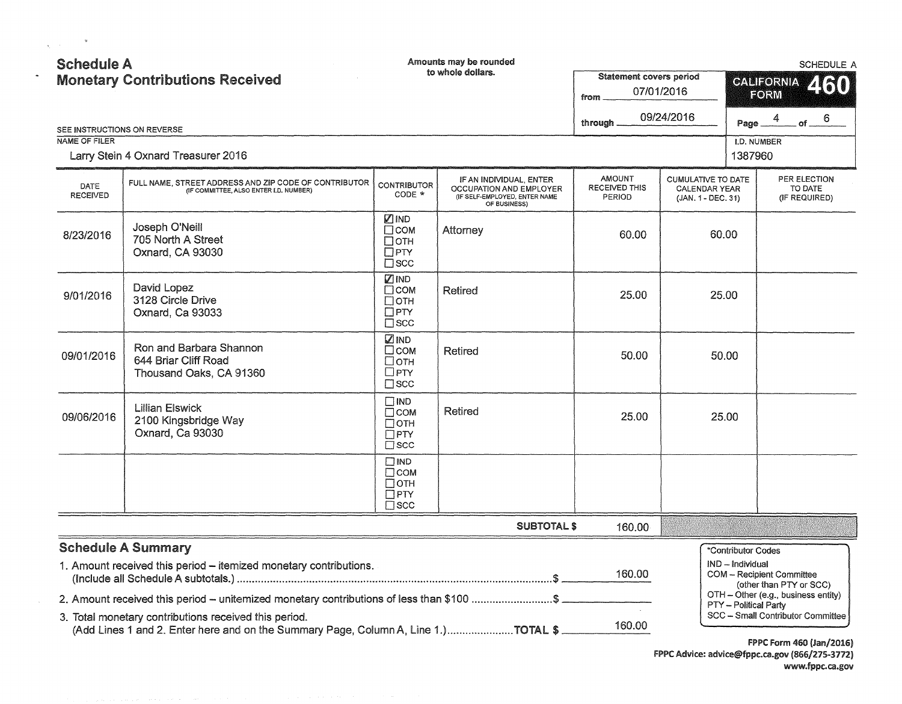# Schedule A
## Monetary Contributions Received

Amounts may be rounded to whole dollars.

SCHEDULE A

**CALIFORNIA FORM 460**

Statement covers period from 07/01/2016 through 09/24/2016

Page 4 of 6

SEE INSTRUCTIONS ON REVERSE

NAME OF FILER: Larry Stein 4 Oxnard Treasurer 2016

I.D. NUMBER: 1387960

| DATE RECEIVED | FULL NAME, STREET ADDRESS AND ZIP CODE OF CONTRIBUTOR (IF COMMITTEE, ALSO ENTER I.D. NUMBER) | CONTRIBUTOR CODE * | IF AN INDIVIDUAL, ENTER OCCUPATION AND EMPLOYER (IF SELF-EMPLOYED, ENTER NAME OF BUSINESS) | AMOUNT RECEIVED THIS PERIOD | CUMULATIVE TO DATE CALENDAR YEAR (JAN. 1 - DEC. 31) | PER ELECTION TO DATE (IF REQUIRED) |
|---|---|---|---|---|---|---|
| 8/23/2016 | Joseph O'Neill<br>705 North A Street<br>Oxnard, CA 93030 | ☑ IND ☐ COM ☐ OTH ☐ PTY ☐ SCC | Attorney | 60.00 | 60.00 | |
| 9/01/2016 | David Lopez<br>3128 Circle Drive<br>Oxnard, Ca 93033 | ☑ IND ☐ COM ☐ OTH ☐ PTY ☐ SCC | Retired | 25.00 | 25.00 | |
| 09/01/2016 | Ron and Barbara Shannon<br>644 Briar Cliff Road<br>Thousand Oaks, CA 91360 | ☑ IND ☐ COM ☐ OTH ☐ PTY ☐ SCC | Retired | 50.00 | 50.00 | |
| 09/06/2016 | Lillian Elswick<br>2100 Kingsbridge Way<br>Oxnard, Ca 93030 | ☐ IND ☐ COM ☐ OTH ☐ PTY ☐ SCC | Retired | 25.00 | 25.00 | |
| | | ☐ IND ☐ COM ☐ OTH ☐ PTY ☐ SCC | | | | |
| | | | SUBTOTAL $ | 160.00 | | |

## Schedule A Summary

1. Amount received this period – itemized monetary contributions. (Include all Schedule A subtotals.) .......... $ 160.00
2. Amount received this period – unitemized monetary contributions of less than $100 .......... $
3. Total monetary contributions received this period. (Add Lines 1 and 2. Enter here and on the Summary Page, Column A, Line 1.) .......... **TOTAL $** 160.00

*Contributor Codes
- IND – Individual
- COM – Recipient Committee (other than PTY or SCC)
- OTH – Other (e.g., business entity)
- PTY – Political Party
- SCC – Small Contributor Committee

FPPC Form 460 (Jan/2016)
FPPC Advice: advice@fppc.ca.gov (866/275-3772)
www.fppc.ca.gov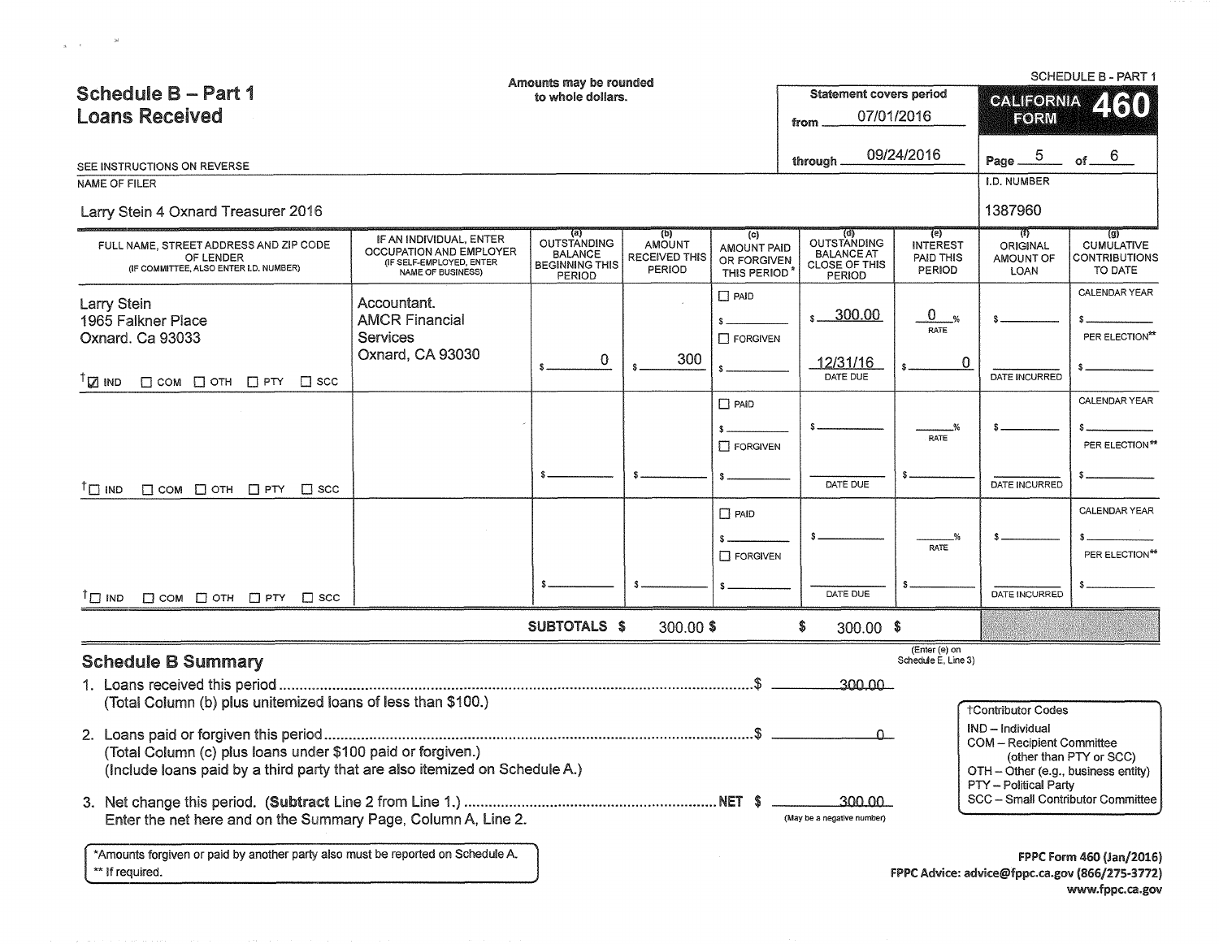# Schedule B – Part 1
## Loans Received

Amounts may be rounded to whole dollars.

SCHEDULE B - PART 1

**CALIFORNIA FORM 460**

Statement covers period from 07/01/2016 through 09/24/2016

SEE INSTRUCTIONS ON REVERSE

NAME OF FILER: Larry Stein 4 Oxnard Treasurer 2016

I.D. NUMBER: 1387960

| FULL NAME, STREET ADDRESS AND ZIP CODE OF LENDER (IF COMMITTEE, ALSO ENTER I.D. NUMBER) | IF AN INDIVIDUAL, ENTER OCCUPATION AND EMPLOYER (IF SELF-EMPLOYED, ENTER NAME OF BUSINESS) | (a) OUTSTANDING BALANCE BEGINNING THIS PERIOD | (b) AMOUNT RECEIVED THIS PERIOD | (c) AMOUNT PAID OR FORGIVEN THIS PERIOD* | (d) OUTSTANDING BALANCE AT CLOSE OF THIS PERIOD | (e) INTEREST PAID THIS PERIOD | (f) ORIGINAL AMOUNT OF LOAN | (g) CUMULATIVE CONTRIBUTIONS TO DATE |
|---|---|---|---|---|---|---|---|---|
| Larry Stein<br>1965 Falkner Place<br>Oxnard. Ca 93033<br>☑ IND ☐ COM ☐ OTH ☐ PTY ☐ SCC | Accountant.<br>AMCR Financial Services<br>Oxnard, CA 93030 | $ 0 | $ 300 | ☐ PAID $ ☐ FORGIVEN $ | $ 300.00<br>12/31/16 DATE DUE | 0 % RATE<br>$ 0 | $<br>DATE INCURRED | CALENDAR YEAR $<br>PER ELECTION** $ |
| ☐ IND ☐ COM ☐ OTH ☐ PTY ☐ SCC | | $ | $ | ☐ PAID $ ☐ FORGIVEN $ | $<br>DATE DUE | % RATE<br>$ | $<br>DATE INCURRED | CALENDAR YEAR $<br>PER ELECTION** $ |
| ☐ IND ☐ COM ☐ OTH ☐ PTY ☐ SCC | | $ | $ | ☐ PAID $ ☐ FORGIVEN $ | $<br>DATE DUE | % RATE<br>$ | $<br>DATE INCURRED | CALENDAR YEAR $<br>PER ELECTION** $ |
| | SUBTOTALS | $ | 300.00 $ | | $ 300.00 | $ (Enter (e) on Schedule E, Line 3) | | |

## Schedule B Summary

1. Loans received this period ............ $ 300.00
   (Total Column (b) plus unitemized loans of less than $100.)
2. Loans paid or forgiven this period ............ $ 0
   (Total Column (c) plus loans under $100 paid or forgiven.)
   (Include loans paid by a third party that are also itemized on Schedule A.)
3. Net change this period. (**Subtract** Line 2 from Line 1.) ............ NET $ 300.00 (May be a negative number)
   Enter the net here and on the Summary Page, Column A, Line 2.

†Contributor Codes
- IND – Individual
- COM – Recipient Committee (other than PTY or SCC)
- OTH – Other (e.g., business entity)
- PTY – Political Party
- SCC – Small Contributor Committee

*Amounts forgiven or paid by another party also must be reported on Schedule A.
** If required.

FPPC Form 460 (Jan/2016)
FPPC Advice: advice@fppc.ca.gov (866/275-3772)
www.fppc.ca.gov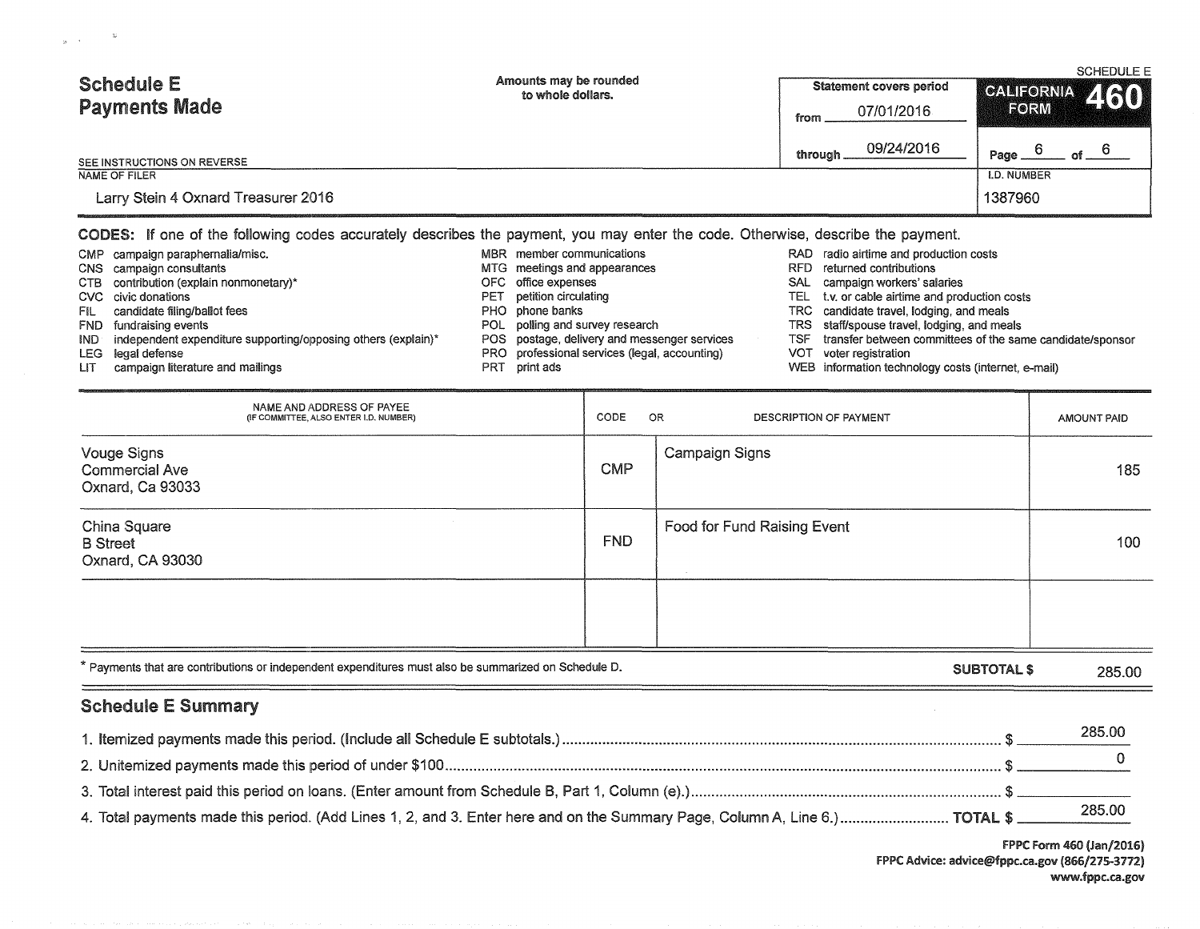# Schedule E
## Payments Made

Amounts may be rounded to whole dollars.

SEE INSTRUCTIONS ON REVERSE

| Statement covers period | |
|---|---|
| from | 07/01/2016 |
| through | 09/24/2016 |

SCHEDULE E
CALIFORNIA FORM 460

Page 6 of 6

NAME OF FILER: Larry Stein 4 Oxnard Treasurer 2016

I.D. NUMBER: 1387960

**CODES:** If one of the following codes accurately describes the payment, you may enter the code. Otherwise, describe the payment.

- CMP campaign paraphernalia/misc.
- CNS campaign consultants
- CTB contribution (explain nonmonetary)*
- CVC civic donations
- FIL candidate filing/ballot fees
- FND fundraising events
- IND independent expenditure supporting/opposing others (explain)*
- LEG legal defense
- LIT campaign literature and mailings
- MBR member communications
- MTG meetings and appearances
- OFC office expenses
- PET petition circulating
- PHO phone banks
- POL polling and survey research
- POS postage, delivery and messenger services
- PRO professional services (legal, accounting)
- PRT print ads
- RAD radio airtime and production costs
- RFD returned contributions
- SAL campaign workers' salaries
- TEL t.v. or cable airtime and production costs
- TRC candidate travel, lodging, and meals
- TRS staff/spouse travel, lodging, and meals
- TSF transfer between committees of the same candidate/sponsor
- VOT voter registration
- WEB information technology costs (internet, e-mail)

| NAME AND ADDRESS OF PAYEE (IF COMMITTEE, ALSO ENTER I.D. NUMBER) | CODE | OR DESCRIPTION OF PAYMENT | AMOUNT PAID |
|---|---|---|---|
| Vouge Signs<br>Commercial Ave<br>Oxnard, Ca 93033 | CMP | Campaign Signs | 185 |
| China Square<br>B Street<br>Oxnard, CA 93030 | FND | Food for Fund Raising Event | 100 |
| | | | |

\* Payments that are contributions or independent expenditures must also be summarized on Schedule D.

**SUBTOTAL $** 285.00

## Schedule E Summary

1. Itemized payments made this period. (Include all Schedule E subtotals.) $ 285.00
2. Unitemized payments made this period of under $100 $ 0
3. Total interest paid this period on loans. (Enter amount from Schedule B, Part 1, Column (e).) $
4. Total payments made this period. (Add Lines 1, 2, and 3. Enter here and on the Summary Page, Column A, Line 6.) **TOTAL $** 285.00

FPPC Form 460 (Jan/2016)
FPPC Advice: advice@fppc.ca.gov (866/275-3772)
www.fppc.ca.gov